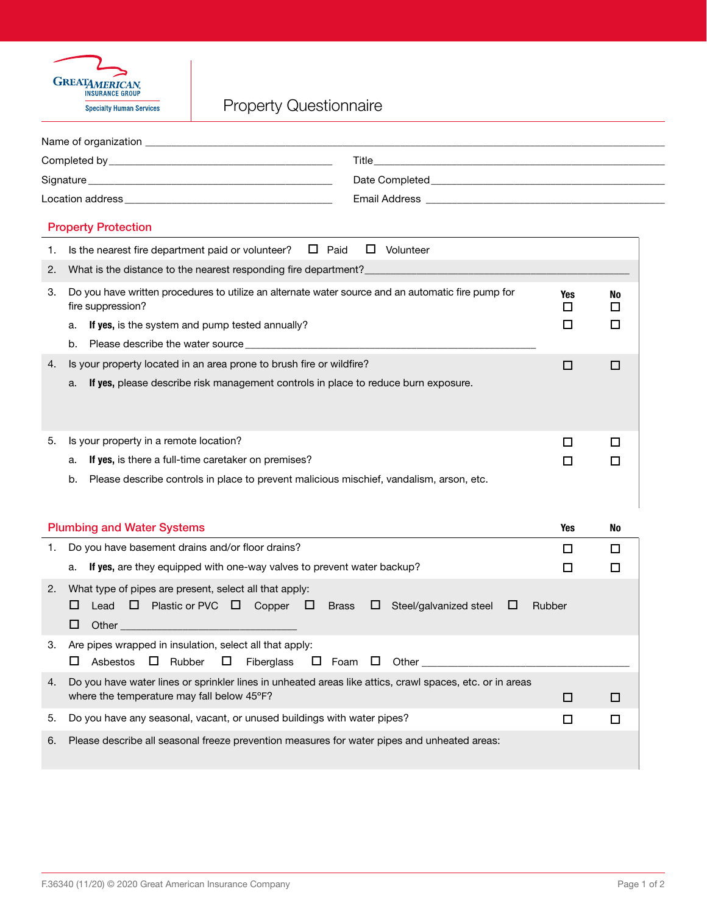GREAT AMERICAN INSURANCE GROUP
Specialty Human Services

# Property Questionnaire

Name of organization ______________________________

Completed by ______________________________ Title ______________________________

Signature ______________________________ Date Completed ______________________________

Location address ______________________________ Email Address ______________________________

## Property Protection

1. Is the nearest fire department paid or volunteer? ☐ Paid ☐ Volunteer
2. What is the distance to the nearest responding fire department? ______________________________

| | | Yes | No |
|---|---|---|---|
| 3. | Do you have written procedures to utilize an alternate water source and an automatic fire pump for fire suppression? | ☐ | ☐ |
| | a. **If yes,** is the system and pump tested annually? | ☐ | ☐ |
| | b. Please describe the water source ______________________________ | | |
| 4. | Is your property located in an area prone to brush fire or wildfire? | ☐ | ☐ |
| | a. **If yes,** please describe risk management controls in place to reduce burn exposure. | | |
| 5. | Is your property in a remote location? | ☐ | ☐ |
| | a. **If yes,** is there a full-time caretaker on premises? | ☐ | ☐ |
| | b. Please describe controls in place to prevent malicious mischief, vandalism, arson, etc. | | |

## Plumbing and Water Systems

| | | Yes | No |
|---|---|---|---|
| 1. | Do you have basement drains and/or floor drains? | ☐ | ☐ |
| | a. **If yes,** are they equipped with one-way valves to prevent water backup? | ☐ | ☐ |

2. What type of pipes are present, select all that apply:
   ☐ Lead ☐ Plastic or PVC ☐ Copper ☐ Brass ☐ Steel/galvanized steel ☐ Rubber
   ☐ Other ______________________________
3. Are pipes wrapped in insulation, select all that apply:
   ☐ Asbestos ☐ Rubber ☐ Fiberglass ☐ Foam ☐ Other ______________________________

| | | Yes | No |
|---|---|---|---|
| 4. | Do you have water lines or sprinkler lines in unheated areas like attics, crawl spaces, etc. or in areas where the temperature may fall below 45°F? | ☐ | ☐ |
| 5. | Do you have any seasonal, vacant, or unused buildings with water pipes? | ☐ | ☐ |

6. Please describe all seasonal freeze prevention measures for water pipes and unheated areas:

F.36340 (11/20) © 2020 Great American Insurance Company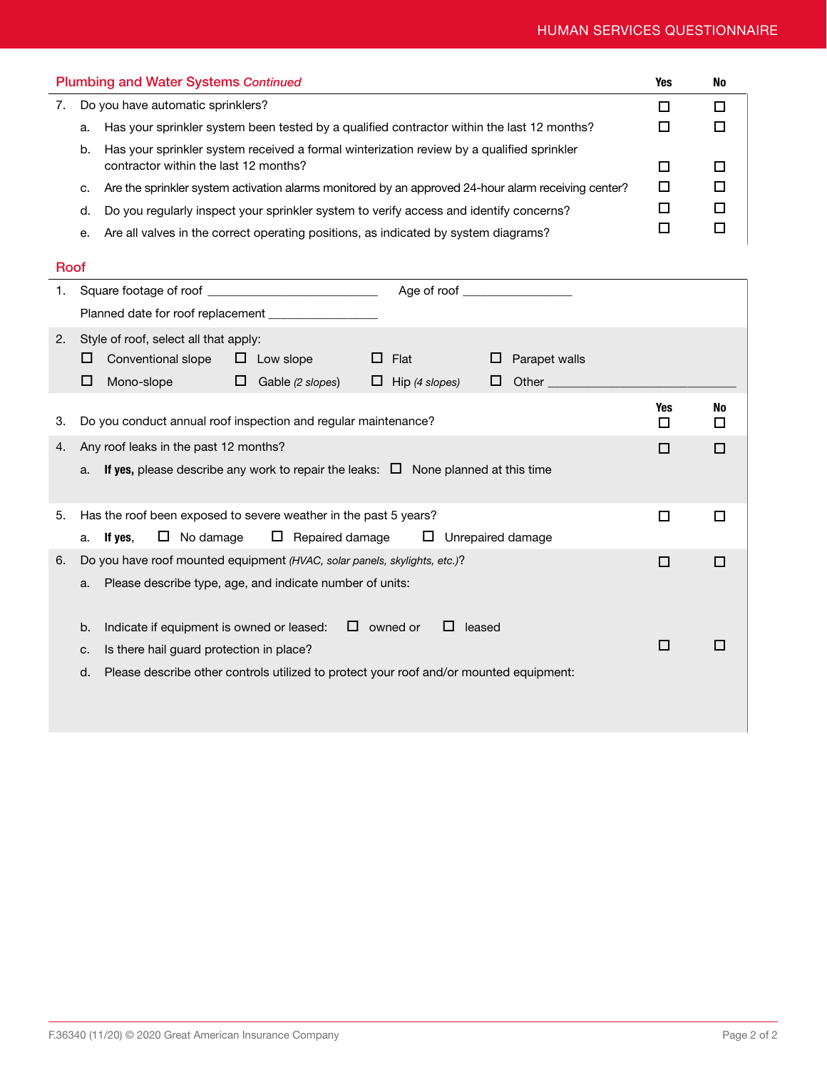## Plumbing and Water Systems *Continued*

| | | Yes | No |
|---|---|---|---|
| 7. | Do you have automatic sprinklers? | ☐ | ☐ |
| | a. Has your sprinkler system been tested by a qualified contractor within the last 12 months? | ☐ | ☐ |
| | b. Has your sprinkler system received a formal winterization review by a qualified sprinkler contractor within the last 12 months? | ☐ | ☐ |
| | c. Are the sprinkler system activation alarms monitored by an approved 24-hour alarm receiving center? | ☐ | ☐ |
| | d. Do you regularly inspect your sprinkler system to verify access and identify concerns? | ☐ | ☐ |
| | e. Are all valves in the correct operating positions, as indicated by system diagrams? | ☐ | ☐ |

## Roof

1. Square footage of roof ___________________________ Age of roof _________________

   Planned date for roof replacement _________________

2. Style of roof, select all that apply:

   ☐ Conventional slope ☐ Low slope ☐ Flat ☐ Parapet walls

   ☐ Mono-slope ☐ Gable *(2 slopes)* ☐ Hip *(4 slopes)* ☐ Other ______________________________

| | | Yes | No |
|---|---|---|---|
| 3. | Do you conduct annual roof inspection and regular maintenance? | ☐ | ☐ |
| 4. | Any roof leaks in the past 12 months? | ☐ | ☐ |
| | a. **If yes,** please describe any work to repair the leaks: ☐ None planned at this time | | |
| 5. | Has the roof been exposed to severe weather in the past 5 years? | ☐ | ☐ |
| | a. **If yes,** ☐ No damage ☐ Repaired damage ☐ Unrepaired damage | | |
| 6. | Do you have roof mounted equipment *(HVAC, solar panels, skylights, etc.)*? | ☐ | ☐ |
| | a. Please describe type, age, and indicate number of units: | | |
| | b. Indicate if equipment is owned or leased: ☐ owned or ☐ leased | | |
| | c. Is there hail guard protection in place? | ☐ | ☐ |
| | d. Please describe other controls utilized to protect your roof and/or mounted equipment: | | |

F.36340 (11/20) © 2020 Great American Insurance Company